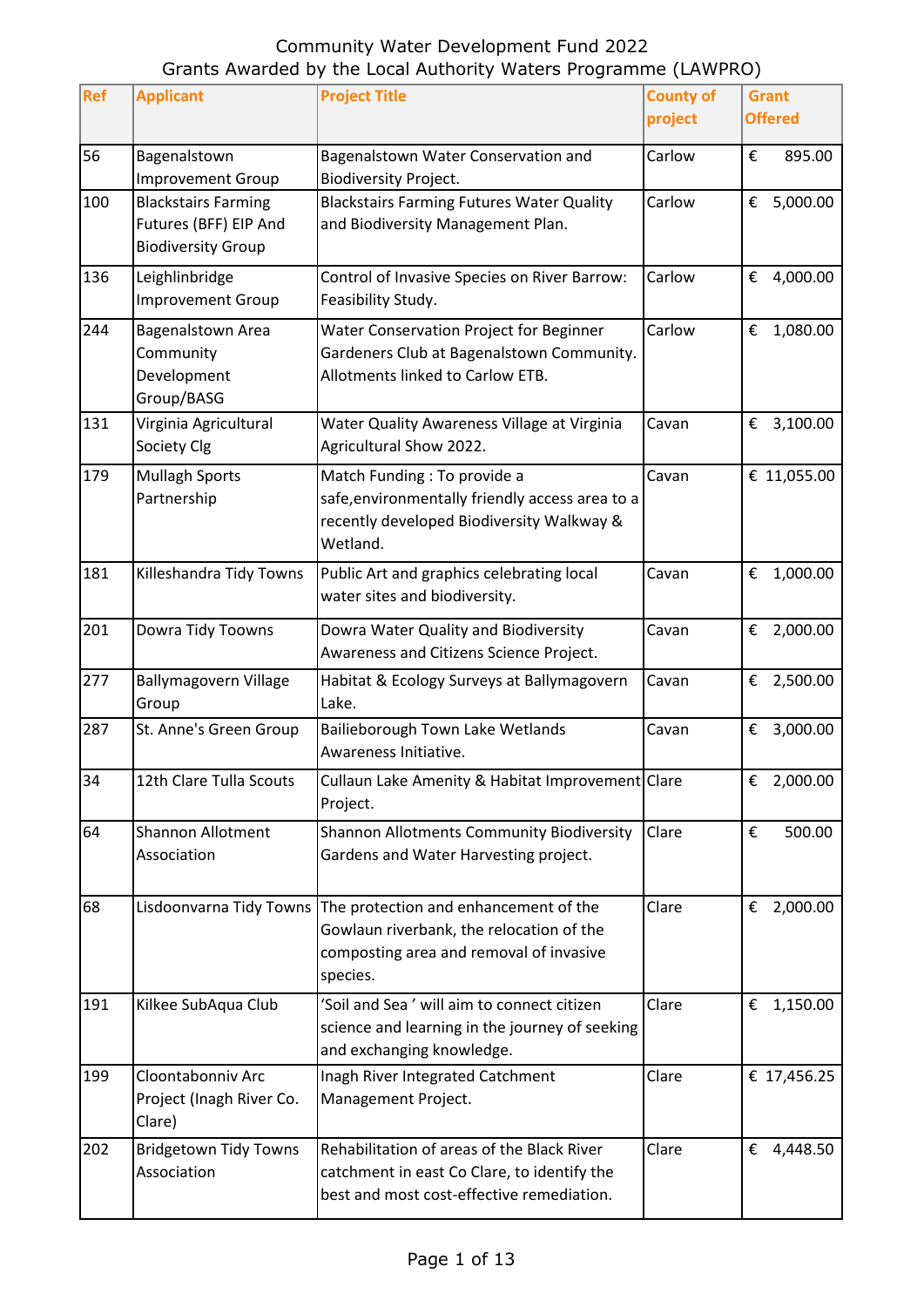# Community Water Development Fund 2022
## Grants Awarded by the Local Authority Waters Programme (LAWPRO)

| Ref | Applicant | Project Title | County of project | Grant Offered |
|---|---|---|---|---|
| 56 | Bagenalstown Improvement Group | Bagenalstown Water Conservation and Biodiversity Project. | Carlow | € 895.00 |
| 100 | Blackstairs Farming Futures (BFF) EIP And Biodiversity Group | Blackstairs Farming Futures Water Quality and Biodiversity Management Plan. | Carlow | € 5,000.00 |
| 136 | Leighlinbridge Improvement Group | Control of Invasive Species on River Barrow: Feasibility Study. | Carlow | € 4,000.00 |
| 244 | Bagenalstown Area Community Development Group/BASG | Water Conservation Project for Beginner Gardeners Club at Bagenalstown Community. Allotments linked to Carlow ETB. | Carlow | € 1,080.00 |
| 131 | Virginia Agricultural Society Clg | Water Quality Awareness Village at Virginia Agricultural Show 2022. | Cavan | € 3,100.00 |
| 179 | Mullagh Sports Partnership | Match Funding : To provide a safe,environmentally friendly access area to a recently developed Biodiversity Walkway & Wetland. | Cavan | € 11,055.00 |
| 181 | Killeshandra Tidy Towns | Public Art and graphics celebrating local water sites and biodiversity. | Cavan | € 1,000.00 |
| 201 | Dowra Tidy Toowns | Dowra Water Quality and Biodiversity Awareness and Citizens Science Project. | Cavan | € 2,000.00 |
| 277 | Ballymagovern Village Group | Habitat & Ecology Surveys at Ballymagovern Lake. | Cavan | € 2,500.00 |
| 287 | St. Anne's Green Group | Bailieborough Town Lake Wetlands Awareness Initiative. | Cavan | € 3,000.00 |
| 34 | 12th Clare Tulla Scouts | Cullaun Lake Amenity & Habitat Improvement Project. | Clare | € 2,000.00 |
| 64 | Shannon Allotment Association | Shannon Allotments Community Biodiversity Gardens and Water Harvesting project. | Clare | € 500.00 |
| 68 | Lisdoonvarna Tidy Towns | The protection and enhancement of the Gowlaun riverbank, the relocation of the composting area and removal of invasive species. | Clare | € 2,000.00 |
| 191 | Kilkee SubAqua Club | 'Soil and Sea ' will aim to connect citizen science and learning in the journey of seeking and exchanging knowledge. | Clare | € 1,150.00 |
| 199 | Cloontabonniv Arc Project (Inagh River Co. Clare) | Inagh River Integrated Catchment Management Project. | Clare | € 17,456.25 |
| 202 | Bridgetown Tidy Towns Association | Rehabilitation of areas of the Black River catchment in east Co Clare, to identify the best and most cost-effective remediation. | Clare | € 4,448.50 |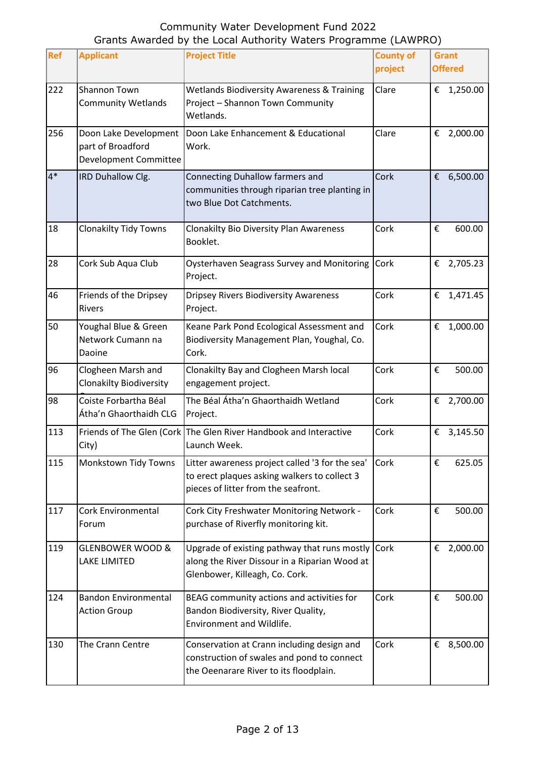Community Water Development Fund 2022
Grants Awarded by the Local Authority Waters Programme (LAWPRO)

| Ref | Applicant | Project Title | County of project | Grant Offered |
|---|---|---|---|---|
| 222 | Shannon Town Community Wetlands | Wetlands Biodiversity Awareness & Training Project – Shannon Town Community Wetlands. | Clare | € 1,250.00 |
| 256 | Doon Lake Development part of Broadford Development Committee | Doon Lake Enhancement & Educational Work. | Clare | € 2,000.00 |
| 4* | IRD Duhallow Clg. | Connecting Duhallow farmers and communities through riparian tree planting in two Blue Dot Catchments. | Cork | € 6,500.00 |
| 18 | Clonakilty Tidy Towns | Clonakilty Bio Diversity Plan Awareness Booklet. | Cork | € 600.00 |
| 28 | Cork Sub Aqua Club | Oysterhaven Seagrass Survey and Monitoring Project. | Cork | € 2,705.23 |
| 46 | Friends of the Dripsey Rivers | Dripsey Rivers Biodiversity Awareness Project. | Cork | € 1,471.45 |
| 50 | Youghal Blue & Green Network Cumann na Daoine | Keane Park Pond Ecological Assessment and Biodiversity Management Plan, Youghal, Co. Cork. | Cork | € 1,000.00 |
| 96 | Clogheen Marsh and Clonakilty Biodiversity | Clonakilty Bay and Clogheen Marsh local engagement project. | Cork | € 500.00 |
| 98 | Coiste Forbartha Béal Átha'n Ghaorthaidh CLG | The Béal Átha'n Ghaorthaidh Wetland Project. | Cork | € 2,700.00 |
| 113 | Friends of The Glen (Cork City) | The Glen River Handbook and Interactive Launch Week. | Cork | € 3,145.50 |
| 115 | Monkstown Tidy Towns | Litter awareness project called '3 for the sea' to erect plaques asking walkers to collect 3 pieces of litter from the seafront. | Cork | € 625.05 |
| 117 | Cork Environmental Forum | Cork City Freshwater Monitoring Network - purchase of Riverfly monitoring kit. | Cork | € 500.00 |
| 119 | GLENBOWER WOOD & LAKE LIMITED | Upgrade of existing pathway that runs mostly along the River Dissour in a Riparian Wood at Glenbower, Killeagh, Co. Cork. | Cork | € 2,000.00 |
| 124 | Bandon Environmental Action Group | BEAG community actions and activities for Bandon Biodiversity, River Quality, Environment and Wildlife. | Cork | € 500.00 |
| 130 | The Crann Centre | Conservation at Crann including design and construction of swales and pond to connect the Oeenarare River to its floodplain. | Cork | € 8,500.00 |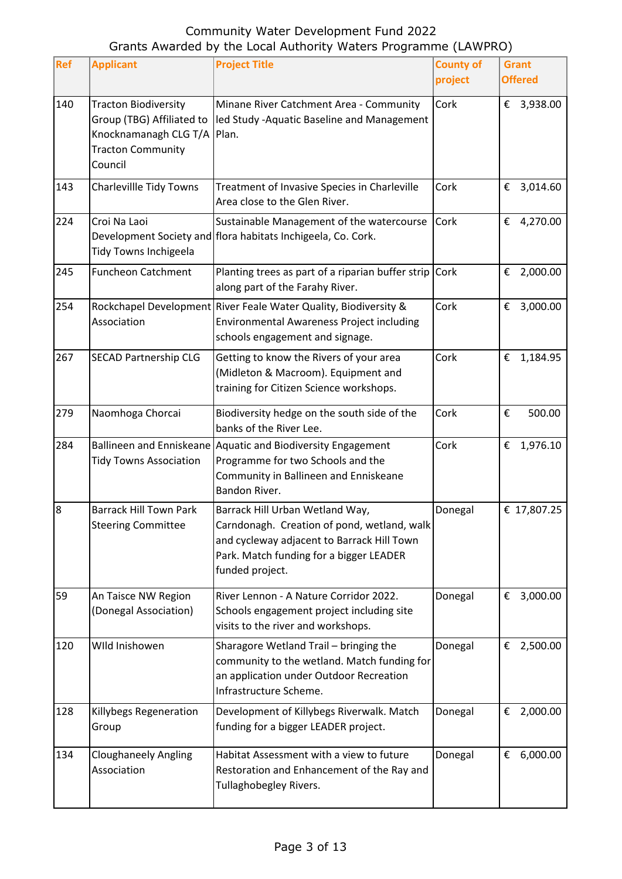Community Water Development Fund 2022
Grants Awarded by the Local Authority Waters Programme (LAWPRO)

| Ref | Applicant | Project Title | County of project | Grant Offered |
|---|---|---|---|---|
| 140 | Tracton Biodiversity Group (TBG) Affiliated to Knocknamanagh CLG T/A Tracton Community Council | Minane River Catchment Area - Community led Study -Aquatic Baseline and Management Plan. | Cork | € 3,938.00 |
| 143 | Charlevillle Tidy Towns | Treatment of Invasive Species in Charleville Area close to the Glen River. | Cork | € 3,014.60 |
| 224 | Croi Na Laoi Development Society and Tidy Towns Inchigeela | Sustainable Management of the watercourse flora habitats Inchigeela, Co. Cork. | Cork | € 4,270.00 |
| 245 | Funcheon Catchment | Planting trees as part of a riparian buffer strip along part of the Farahy River. | Cork | € 2,000.00 |
| 254 | Rockchapel Development Association | River Feale Water Quality, Biodiversity & Environmental Awareness Project including schools engagement and signage. | Cork | € 3,000.00 |
| 267 | SECAD Partnership CLG | Getting to know the Rivers of your area (Midleton & Macroom). Equipment and training for Citizen Science workshops. | Cork | € 1,184.95 |
| 279 | Naomhoga Chorcai | Biodiversity hedge on the south side of the banks of the River Lee. | Cork | € 500.00 |
| 284 | Ballineen and Enniskeane Tidy Towns Association | Aquatic and Biodiversity Engagement Programme for two Schools and the Community in Ballineen and Enniskeane Bandon River. | Cork | € 1,976.10 |
| 8 | Barrack Hill Town Park Steering Committee | Barrack Hill Urban Wetland Way, Carndonagh. Creation of pond, wetland, walk and cycleway adjacent to Barrack Hill Town Park. Match funding for a bigger LEADER funded project. | Donegal | € 17,807.25 |
| 59 | An Taisce NW Region (Donegal Association) | River Lennon - A Nature Corridor 2022. Schools engagement project including site visits to the river and workshops. | Donegal | € 3,000.00 |
| 120 | WIld Inishowen | Sharagore Wetland Trail – bringing the community to the wetland. Match funding for an application under Outdoor Recreation Infrastructure Scheme. | Donegal | € 2,500.00 |
| 128 | Killybegs Regeneration Group | Development of Killybegs Riverwalk. Match funding for a bigger LEADER project. | Donegal | € 2,000.00 |
| 134 | Cloughaneely Angling Association | Habitat Assessment with a view to future Restoration and Enhancement of the Ray and Tullaghobegley Rivers. | Donegal | € 6,000.00 |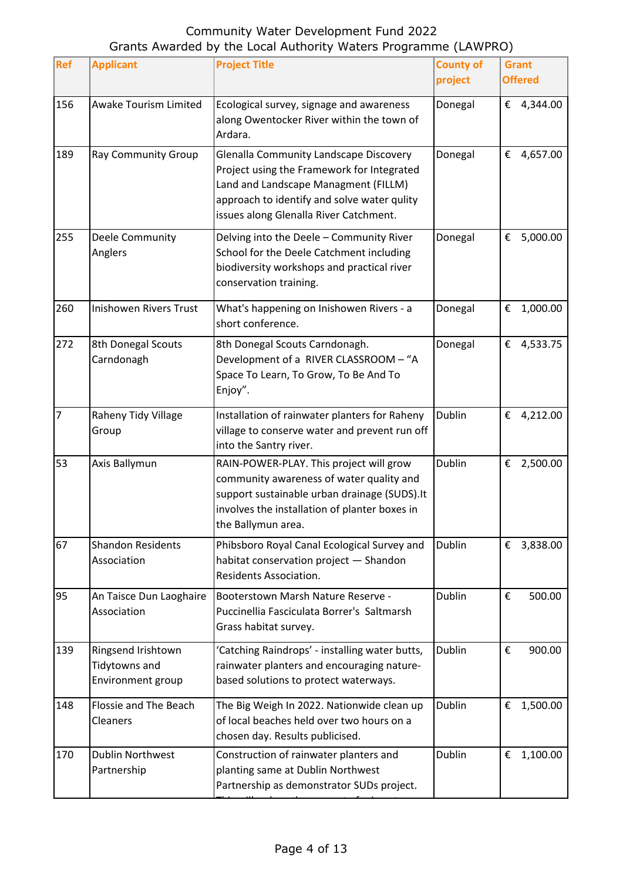Community Water Development Fund 2022
Grants Awarded by the Local Authority Waters Programme (LAWPRO)

| Ref | Applicant | Project Title | County of project | Grant Offered |
|---|---|---|---|---|
| 156 | Awake Tourism Limited | Ecological survey, signage and awareness along Owentocker River within the town of Ardara. | Donegal | € 4,344.00 |
| 189 | Ray Community Group | Glenalla Community Landscape Discovery Project using the Framework for Integrated Land and Landscape Managment (FILLM) approach to identify and solve water qulity issues along Glenalla River Catchment. | Donegal | € 4,657.00 |
| 255 | Deele Community Anglers | Delving into the Deele – Community River School for the Deele Catchment including biodiversity workshops and practical river conservation training. | Donegal | € 5,000.00 |
| 260 | Inishowen Rivers Trust | What's happening on Inishowen Rivers - a short conference. | Donegal | € 1,000.00 |
| 272 | 8th Donegal Scouts Carndonagh | 8th Donegal Scouts Carndonagh. Development of a RIVER CLASSROOM – "A Space To Learn, To Grow, To Be And To Enjoy". | Donegal | € 4,533.75 |
| 7 | Raheny Tidy Village Group | Installation of rainwater planters for Raheny village to conserve water and prevent run off into the Santry river. | Dublin | € 4,212.00 |
| 53 | Axis Ballymun | RAIN-POWER-PLAY. This project will grow community awareness of water quality and support sustainable urban drainage (SUDS).It involves the installation of planter boxes in the Ballymun area. | Dublin | € 2,500.00 |
| 67 | Shandon Residents Association | Phibsboro Royal Canal Ecological Survey and habitat conservation project — Shandon Residents Association. | Dublin | € 3,838.00 |
| 95 | An Taisce Dun Laoghaire Association | Booterstown Marsh Nature Reserve - Puccinellia Fasciculata Borrer's Saltmarsh Grass habitat survey. | Dublin | € 500.00 |
| 139 | Ringsend Irishtown Tidytowns and Environment group | 'Catching Raindrops' - installing water butts, rainwater planters and encouraging nature-based solutions to protect waterways. | Dublin | € 900.00 |
| 148 | Flossie and The Beach Cleaners | The Big Weigh In 2022. Nationwide clean up of local beaches held over two hours on a chosen day. Results publicised. | Dublin | € 1,500.00 |
| 170 | Dublin Northwest Partnership | Construction of rainwater planters and planting same at Dublin Northwest Partnership as demonstrator SUDs project. | Dublin | € 1,100.00 |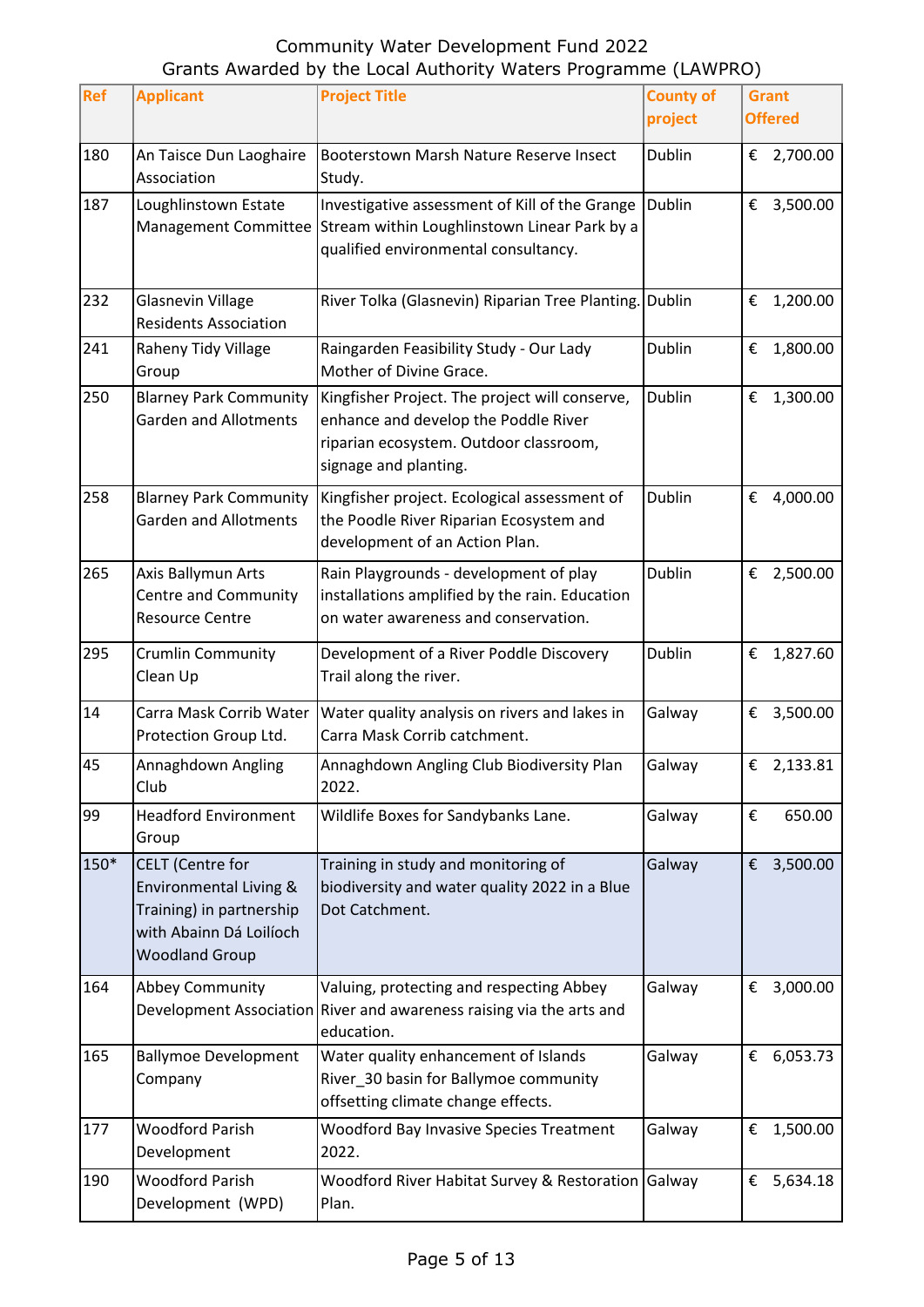Community Water Development Fund 2022
Grants Awarded by the Local Authority Waters Programme (LAWPRO)

| Ref | Applicant | Project Title | County of project | Grant Offered |
|---|---|---|---|---|
| 180 | An Taisce Dun Laoghaire Association | Booterstown Marsh Nature Reserve Insect Study. | Dublin | € 2,700.00 |
| 187 | Loughlinstown Estate Management Committee | Investigative assessment of Kill of the Grange Stream within Loughlinstown Linear Park by a qualified environmental consultancy. | Dublin | € 3,500.00 |
| 232 | Glasnevin Village Residents Association | River Tolka (Glasnevin) Riparian Tree Planting. | Dublin | € 1,200.00 |
| 241 | Raheny Tidy Village Group | Raingarden Feasibility Study - Our Lady Mother of Divine Grace. | Dublin | € 1,800.00 |
| 250 | Blarney Park Community Garden and Allotments | Kingfisher Project. The project will conserve, enhance and develop the Poddle River riparian ecosystem. Outdoor classroom, signage and planting. | Dublin | € 1,300.00 |
| 258 | Blarney Park Community Garden and Allotments | Kingfisher project. Ecological assessment of the Poodle River Riparian Ecosystem and development of an Action Plan. | Dublin | € 4,000.00 |
| 265 | Axis Ballymun Arts Centre and Community Resource Centre | Rain Playgrounds - development of play installations amplified by the rain. Education on water awareness and conservation. | Dublin | € 2,500.00 |
| 295 | Crumlin Community Clean Up | Development of a River Poddle Discovery Trail along the river. | Dublin | € 1,827.60 |
| 14 | Carra Mask Corrib Water Protection Group Ltd. | Water quality analysis on rivers and lakes in Carra Mask Corrib catchment. | Galway | € 3,500.00 |
| 45 | Annaghdown Angling Club | Annaghdown Angling Club Biodiversity Plan 2022. | Galway | € 2,133.81 |
| 99 | Headford Environment Group | Wildlife Boxes for Sandybanks Lane. | Galway | € 650.00 |
| 150* | CELT (Centre for Environmental Living & Training) in partnership with Abainn Dá Loilíoch Woodland Group | Training in study and monitoring of biodiversity and water quality 2022 in a Blue Dot Catchment. | Galway | € 3,500.00 |
| 164 | Abbey Community Development Association | Valuing, protecting and respecting Abbey River and awareness raising via the arts and education. | Galway | € 3,000.00 |
| 165 | Ballymoe Development Company | Water quality enhancement of Islands River_30 basin for Ballymoe community offsetting climate change effects. | Galway | € 6,053.73 |
| 177 | Woodford Parish Development | Woodford Bay Invasive Species Treatment 2022. | Galway | € 1,500.00 |
| 190 | Woodford Parish Development (WPD) | Woodford River Habitat Survey & Restoration Plan. | Galway | € 5,634.18 |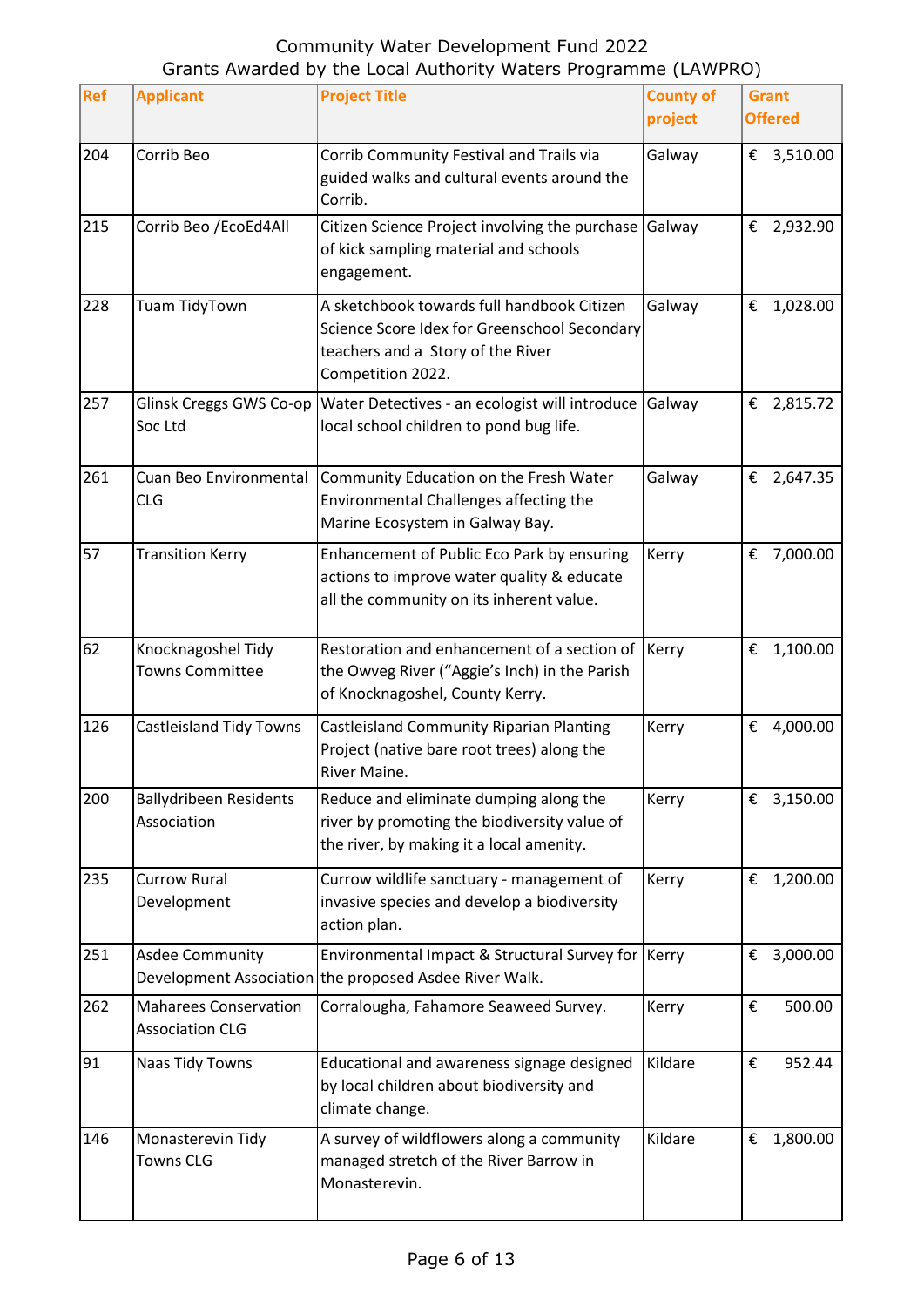Community Water Development Fund 2022
Grants Awarded by the Local Authority Waters Programme (LAWPRO)

| Ref | Applicant | Project Title | County of project | Grant Offered |
|---|---|---|---|---|
| 204 | Corrib Beo | Corrib Community Festival and Trails via guided walks and cultural events around the Corrib. | Galway | € 3,510.00 |
| 215 | Corrib Beo /EcoEd4All | Citizen Science Project involving the purchase of kick sampling material and schools engagement. | Galway | € 2,932.90 |
| 228 | Tuam TidyTown | A sketchbook towards full handbook Citizen Science Score Idex for Greenschool Secondary teachers and a Story of the River Competition 2022. | Galway | € 1,028.00 |
| 257 | Glinsk Creggs GWS Co-op Soc Ltd | Water Detectives - an ecologist will introduce local school children to pond bug life. | Galway | € 2,815.72 |
| 261 | Cuan Beo Environmental CLG | Community Education on the Fresh Water Environmental Challenges affecting the Marine Ecosystem in Galway Bay. | Galway | € 2,647.35 |
| 57 | Transition Kerry | Enhancement of Public Eco Park by ensuring actions to improve water quality & educate all the community on its inherent value. | Kerry | € 7,000.00 |
| 62 | Knocknagoshel Tidy Towns Committee | Restoration and enhancement of a section of the Owveg River ("Aggie's Inch) in the Parish of Knocknagoshel, County Kerry. | Kerry | € 1,100.00 |
| 126 | Castleisland Tidy Towns | Castleisland Community Riparian Planting Project (native bare root trees) along the River Maine. | Kerry | € 4,000.00 |
| 200 | Ballydribeen Residents Association | Reduce and eliminate dumping along the river by promoting the biodiversity value of the river, by making it a local amenity. | Kerry | € 3,150.00 |
| 235 | Currow Rural Development | Currow wildlife sanctuary - management of invasive species and develop a biodiversity action plan. | Kerry | € 1,200.00 |
| 251 | Asdee Community Development Association | Environmental Impact & Structural Survey for the proposed Asdee River Walk. | Kerry | € 3,000.00 |
| 262 | Maharees Conservation Association CLG | Corralougha, Fahamore Seaweed Survey. | Kerry | € 500.00 |
| 91 | Naas Tidy Towns | Educational and awareness signage designed by local children about biodiversity and climate change. | Kildare | € 952.44 |
| 146 | Monasterevin Tidy Towns CLG | A survey of wildflowers along a community managed stretch of the River Barrow in Monasterevin. | Kildare | € 1,800.00 |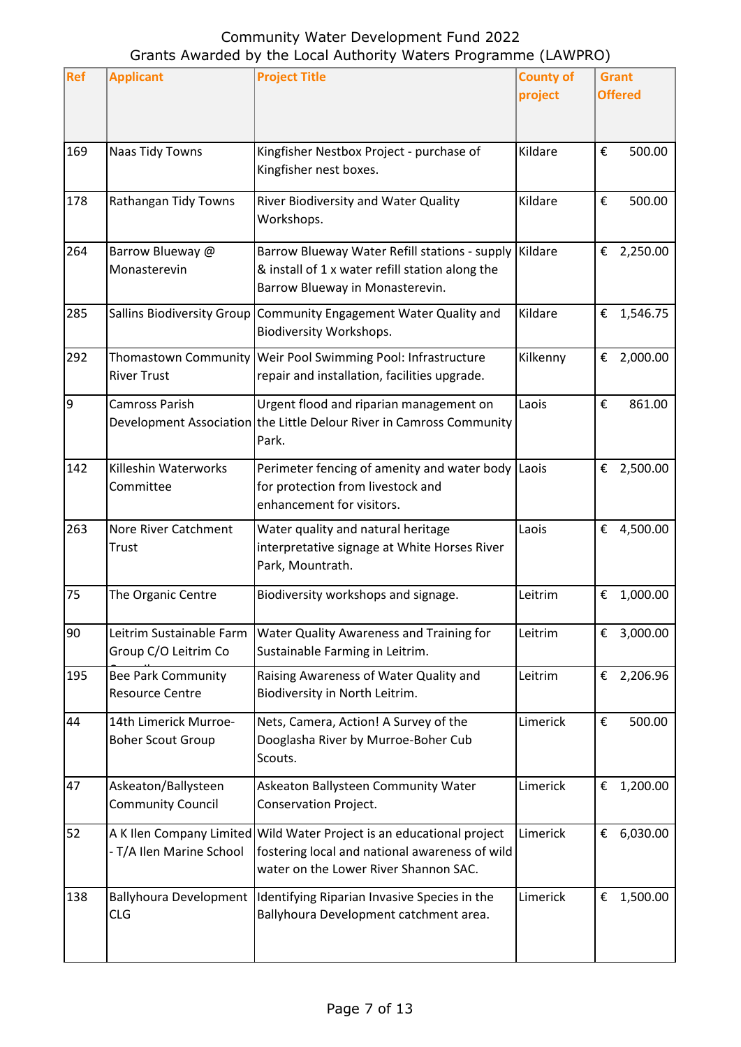Community Water Development Fund 2022
Grants Awarded by the Local Authority Waters Programme (LAWPRO)

| Ref | Applicant | Project Title | County of project | Grant Offered |
|---|---|---|---|---|
| 169 | Naas Tidy Towns | Kingfisher Nestbox Project - purchase of Kingfisher nest boxes. | Kildare | € 500.00 |
| 178 | Rathangan Tidy Towns | River Biodiversity and Water Quality Workshops. | Kildare | € 500.00 |
| 264 | Barrow Blueway @ Monasterevin | Barrow Blueway Water Refill stations - supply & install of 1 x water refill station along the Barrow Blueway in Monasterevin. | Kildare | € 2,250.00 |
| 285 | Sallins Biodiversity Group | Community Engagement Water Quality and Biodiversity Workshops. | Kildare | € 1,546.75 |
| 292 | Thomastown Community River Trust | Weir Pool Swimming Pool: Infrastructure repair and installation, facilities upgrade. | Kilkenny | € 2,000.00 |
| 9 | Camross Parish Development Association | Urgent flood and riparian management on the Little Delour River in Camross Community Park. | Laois | € 861.00 |
| 142 | Killeshin Waterworks Committee | Perimeter fencing of amenity and water body for protection from livestock and enhancement for visitors. | Laois | € 2,500.00 |
| 263 | Nore River Catchment Trust | Water quality and natural heritage interpretative signage at White Horses River Park, Mountrath. | Laois | € 4,500.00 |
| 75 | The Organic Centre | Biodiversity workshops and signage. | Leitrim | € 1,000.00 |
| 90 | Leitrim Sustainable Farm Group C/O Leitrim Co | Water Quality Awareness and Training for Sustainable Farming in Leitrim. | Leitrim | € 3,000.00 |
| 195 | Bee Park Community Resource Centre | Raising Awareness of Water Quality and Biodiversity in North Leitrim. | Leitrim | € 2,206.96 |
| 44 | 14th Limerick Murroe-Boher Scout Group | Nets, Camera, Action! A Survey of the Dooglasha River by Murroe-Boher Cub Scouts. | Limerick | € 500.00 |
| 47 | Askeaton/Ballysteen Community Council | Askeaton Ballysteen Community Water Conservation Project. | Limerick | € 1,200.00 |
| 52 | A K Ilen Company Limited - T/A Ilen Marine School | Wild Water Project is an educational project fostering local and national awareness of wild water on the Lower River Shannon SAC. | Limerick | € 6,030.00 |
| 138 | Ballyhoura Development CLG | Identifying Riparian Invasive Species in the Ballyhoura Development catchment area. | Limerick | € 1,500.00 |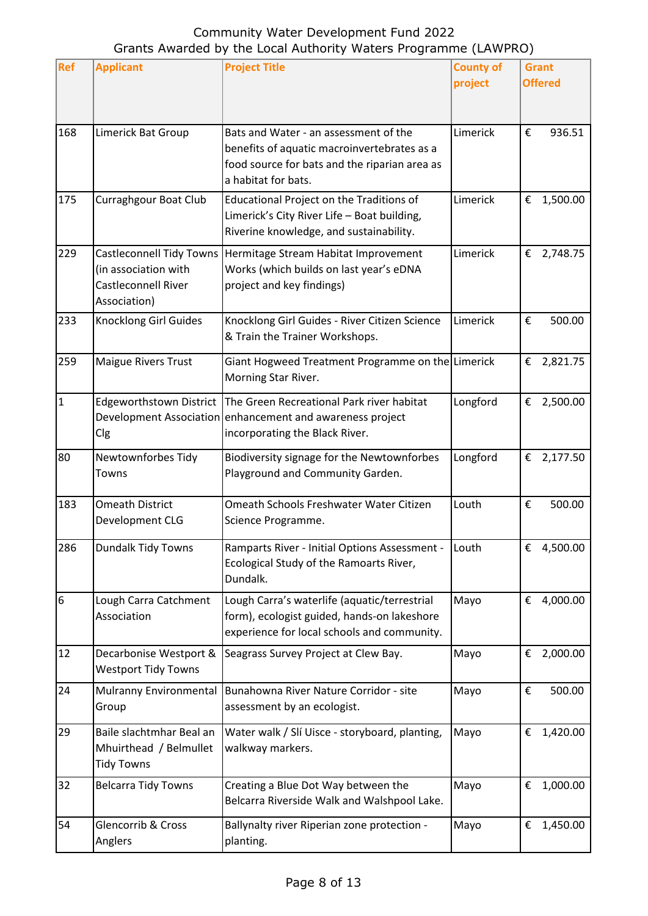Community Water Development Fund 2022
Grants Awarded by the Local Authority Waters Programme (LAWPRO)

| Ref | Applicant | Project Title | County of project | Grant Offered |
|---|---|---|---|---|
| 168 | Limerick Bat Group | Bats and Water - an assessment of the benefits of aquatic macroinvertebrates as a food source for bats and the riparian area as a habitat for bats. | Limerick | € 936.51 |
| 175 | Curraghgour Boat Club | Educational Project on the Traditions of Limerick's City River Life – Boat building, Riverine knowledge, and sustainability. | Limerick | € 1,500.00 |
| 229 | Castleconnell Tidy Towns (in association with Castleconnell River Association) | Hermitage Stream Habitat Improvement Works (which builds on last year's eDNA project and key findings) | Limerick | € 2,748.75 |
| 233 | Knocklong Girl Guides | Knocklong Girl Guides - River Citizen Science & Train the Trainer Workshops. | Limerick | € 500.00 |
| 259 | Maigue Rivers Trust | Giant Hogweed Treatment Programme on the Morning Star River. | Limerick | € 2,821.75 |
| 1 | Edgeworthstown District Development Association Clg | The Green Recreational Park river habitat enhancement and awareness project incorporating the Black River. | Longford | € 2,500.00 |
| 80 | Newtownforbes Tidy Towns | Biodiversity signage for the Newtownforbes Playground and Community Garden. | Longford | € 2,177.50 |
| 183 | Omeath District Development CLG | Omeath Schools Freshwater Water Citizen Science Programme. | Louth | € 500.00 |
| 286 | Dundalk Tidy Towns | Ramparts River - Initial Options Assessment - Ecological Study of the Ramoarts River, Dundalk. | Louth | € 4,500.00 |
| 6 | Lough Carra Catchment Association | Lough Carra's waterlife (aquatic/terrestrial form), ecologist guided, hands-on lakeshore experience for local schools and community. | Mayo | € 4,000.00 |
| 12 | Decarbonise Westport & Westport Tidy Towns | Seagrass Survey Project at Clew Bay. | Mayo | € 2,000.00 |
| 24 | Mulranny Environmental Group | Bunahowna River Nature Corridor - site assessment by an ecologist. | Mayo | € 500.00 |
| 29 | Baile slachtmhar Beal an Mhuirthead / Belmullet Tidy Towns | Water walk / Slí Uisce - storyboard, planting, walkway markers. | Mayo | € 1,420.00 |
| 32 | Belcarra Tidy Towns | Creating a Blue Dot Way between the Belcarra Riverside Walk and Walshpool Lake. | Mayo | € 1,000.00 |
| 54 | Glencorrib & Cross Anglers | Ballynalty river Riperian zone protection - planting. | Mayo | € 1,450.00 |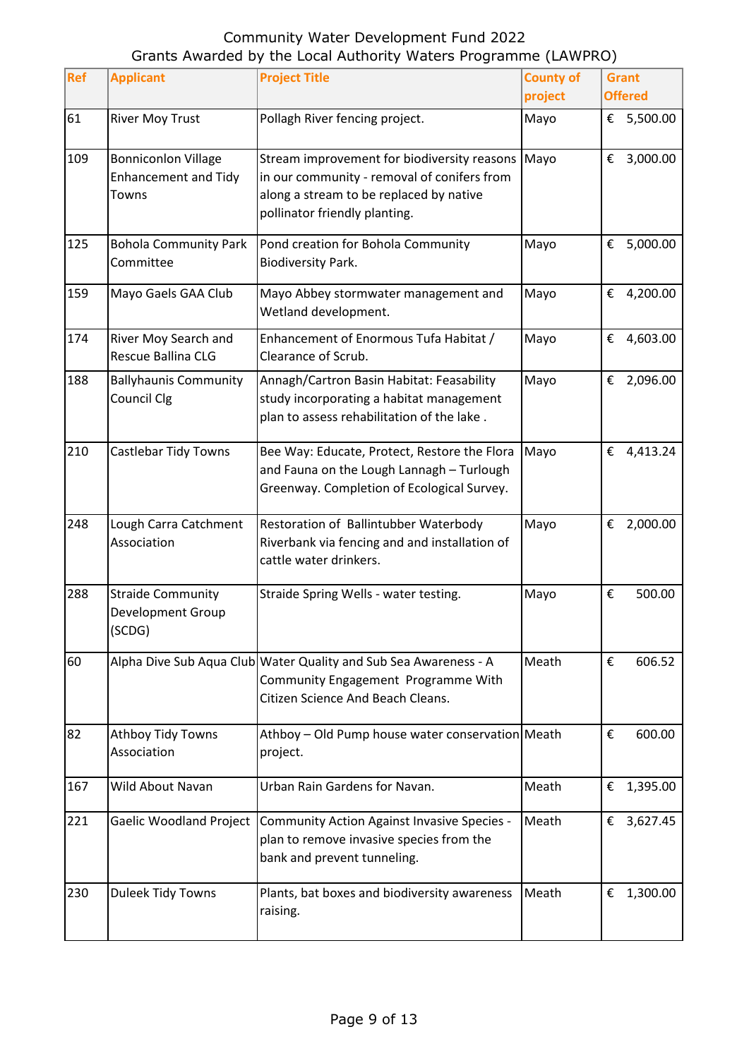# Community Water Development Fund 2022

## Grants Awarded by the Local Authority Waters Programme (LAWPRO)

| Ref | Applicant | Project Title | County of project | Grant Offered |
|---|---|---|---|---|
| 61 | River Moy Trust | Pollagh River fencing project. | Mayo | € 5,500.00 |
| 109 | Bonniconlon Village Enhancement and Tidy Towns | Stream improvement for biodiversity reasons in our community - removal of conifers from along a stream to be replaced by native pollinator friendly planting. | Mayo | € 3,000.00 |
| 125 | Bohola Community Park Committee | Pond creation for Bohola Community Biodiversity Park. | Mayo | € 5,000.00 |
| 159 | Mayo Gaels GAA Club | Mayo Abbey stormwater management and Wetland development. | Mayo | € 4,200.00 |
| 174 | River Moy Search and Rescue Ballina CLG | Enhancement of Enormous Tufa Habitat / Clearance of Scrub. | Mayo | € 4,603.00 |
| 188 | Ballyhaunis Community Council Clg | Annagh/Cartron Basin Habitat: Feasability study incorporating a habitat management plan to assess rehabilitation of the lake . | Mayo | € 2,096.00 |
| 210 | Castlebar Tidy Towns | Bee Way: Educate, Protect, Restore the Flora and Fauna on the Lough Lannagh – Turlough Greenway. Completion of Ecological Survey. | Mayo | € 4,413.24 |
| 248 | Lough Carra Catchment Association | Restoration of Ballintubber Waterbody Riverbank via fencing and and installation of cattle water drinkers. | Mayo | € 2,000.00 |
| 288 | Straide Community Development Group (SCDG) | Straide Spring Wells - water testing. | Mayo | € 500.00 |
| 60 | Alpha Dive Sub Aqua Club | Water Quality and Sub Sea Awareness - A Community Engagement Programme With Citizen Science And Beach Cleans. | Meath | € 606.52 |
| 82 | Athboy Tidy Towns Association | Athboy – Old Pump house water conservation project. | Meath | € 600.00 |
| 167 | Wild About Navan | Urban Rain Gardens for Navan. | Meath | € 1,395.00 |
| 221 | Gaelic Woodland Project | Community Action Against Invasive Species - plan to remove invasive species from the bank and prevent tunneling. | Meath | € 3,627.45 |
| 230 | Duleek Tidy Towns | Plants, bat boxes and biodiversity awareness raising. | Meath | € 1,300.00 |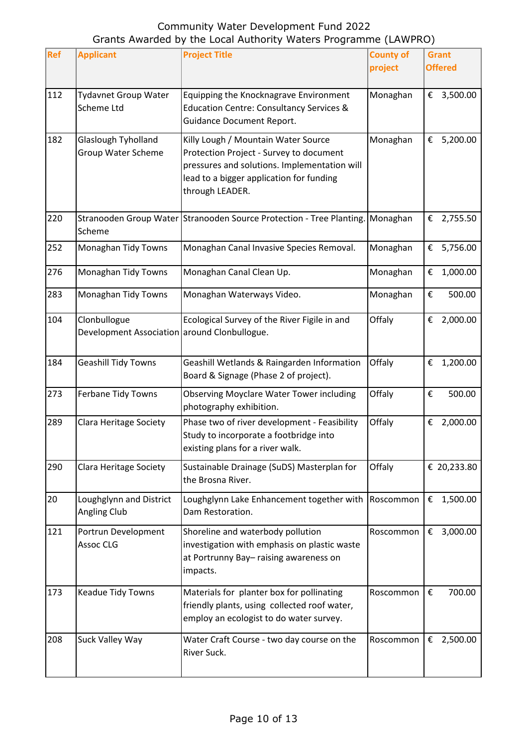Community Water Development Fund 2022
Grants Awarded by the Local Authority Waters Programme (LAWPRO)

| Ref | Applicant | Project Title | County of project | Grant Offered |
|---|---|---|---|---|
| 112 | Tydavnet Group Water Scheme Ltd | Equipping the Knocknagrave Environment Education Centre: Consultancy Services & Guidance Document Report. | Monaghan | € 3,500.00 |
| 182 | Glaslough Tyholland Group Water Scheme | Killy Lough / Mountain Water Source Protection Project - Survey to document pressures and solutions. Implementation will lead to a bigger application for funding through LEADER. | Monaghan | € 5,200.00 |
| 220 | Stranooden Group Water Scheme | Stranooden Source Protection - Tree Planting. | Monaghan | € 2,755.50 |
| 252 | Monaghan Tidy Towns | Monaghan Canal Invasive Species Removal. | Monaghan | € 5,756.00 |
| 276 | Monaghan Tidy Towns | Monaghan Canal Clean Up. | Monaghan | € 1,000.00 |
| 283 | Monaghan Tidy Towns | Monaghan Waterways Video. | Monaghan | € 500.00 |
| 104 | Clonbullogue Development Association | Ecological Survey of the River Figile in and around Clonbullogue. | Offaly | € 2,000.00 |
| 184 | Geashill Tidy Towns | Geashill Wetlands & Raingarden Information Board & Signage (Phase 2 of project). | Offaly | € 1,200.00 |
| 273 | Ferbane Tidy Towns | Observing Moyclare Water Tower including photography exhibition. | Offaly | € 500.00 |
| 289 | Clara Heritage Society | Phase two of river development - Feasibility Study to incorporate a footbridge into existing plans for a river walk. | Offaly | € 2,000.00 |
| 290 | Clara Heritage Society | Sustainable Drainage (SuDS) Masterplan for the Brosna River. | Offaly | € 20,233.80 |
| 20 | Loughglynn and District Angling Club | Loughglynn Lake Enhancement together with Dam Restoration. | Roscommon | € 1,500.00 |
| 121 | Portrun Development Assoc CLG | Shoreline and waterbody pollution investigation with emphasis on plastic waste at Portrunny Bay– raising awareness on impacts. | Roscommon | € 3,000.00 |
| 173 | Keadue Tidy Towns | Materials for planter box for pollinating friendly plants, using collected roof water, employ an ecologist to do water survey. | Roscommon | € 700.00 |
| 208 | Suck Valley Way | Water Craft Course - two day course on the River Suck. | Roscommon | € 2,500.00 |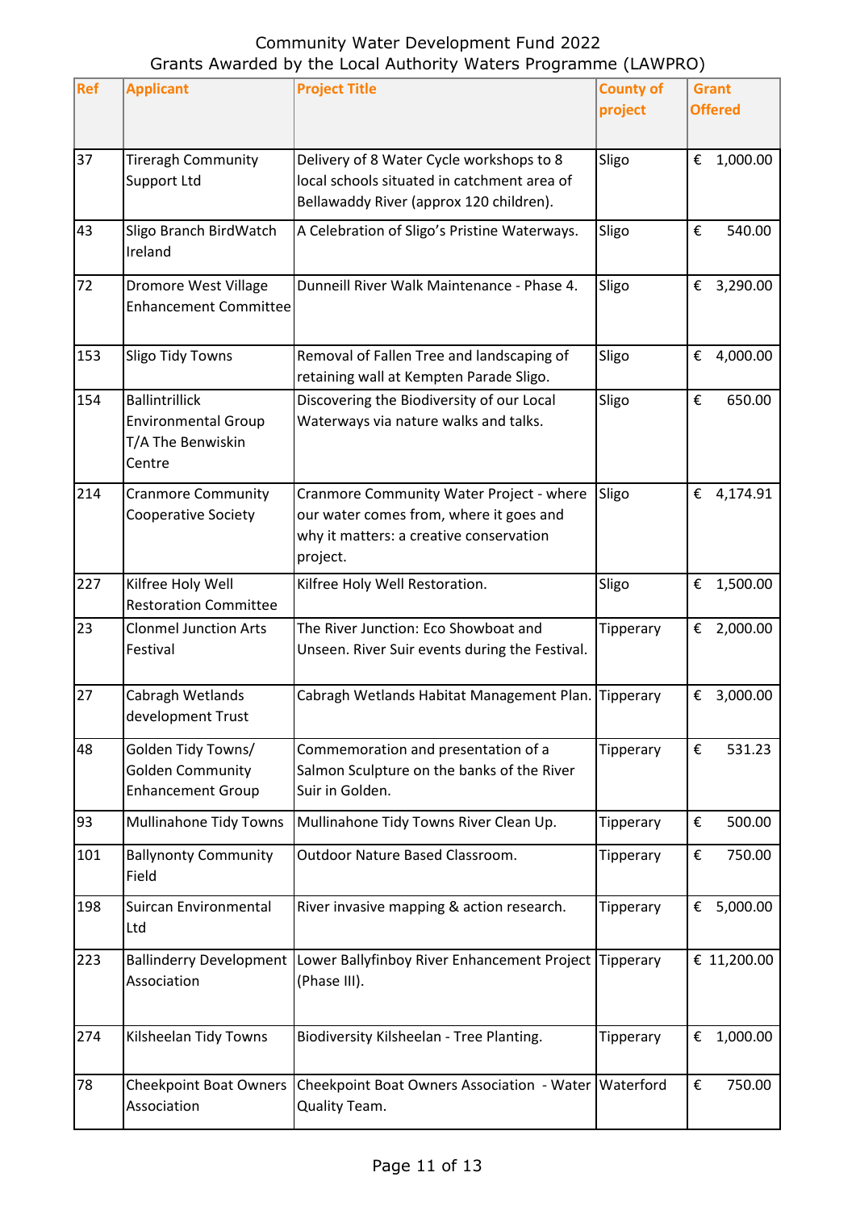Community Water Development Fund 2022
Grants Awarded by the Local Authority Waters Programme (LAWPRO)

| Ref | Applicant | Project Title | County of project | Grant Offered |
|---|---|---|---|---|
| 37 | Tireragh Community Support Ltd | Delivery of 8 Water Cycle workshops to 8 local schools situated in catchment area of Bellawaddy River (approx 120 children). | Sligo | € 1,000.00 |
| 43 | Sligo Branch BirdWatch Ireland | A Celebration of Sligo's Pristine Waterways. | Sligo | € 540.00 |
| 72 | Dromore West Village Enhancement Committee | Dunneill River Walk Maintenance - Phase 4. | Sligo | € 3,290.00 |
| 153 | Sligo Tidy Towns | Removal of Fallen Tree and landscaping of retaining wall at Kempten Parade Sligo. | Sligo | € 4,000.00 |
| 154 | Ballintrillick Environmental Group T/A The Benwiskin Centre | Discovering the Biodiversity of our Local Waterways via nature walks and talks. | Sligo | € 650.00 |
| 214 | Cranmore Community Cooperative Society | Cranmore Community Water Project - where our water comes from, where it goes and why it matters: a creative conservation project. | Sligo | € 4,174.91 |
| 227 | Kilfree Holy Well Restoration Committee | Kilfree Holy Well Restoration. | Sligo | € 1,500.00 |
| 23 | Clonmel Junction Arts Festival | The River Junction: Eco Showboat and Unseen. River Suir events during the Festival. | Tipperary | € 2,000.00 |
| 27 | Cabragh Wetlands development Trust | Cabragh Wetlands Habitat Management Plan. | Tipperary | € 3,000.00 |
| 48 | Golden Tidy Towns/ Golden Community Enhancement Group | Commemoration and presentation of a Salmon Sculpture on the banks of the River Suir in Golden. | Tipperary | € 531.23 |
| 93 | Mullinahone Tidy Towns | Mullinahone Tidy Towns River Clean Up. | Tipperary | € 500.00 |
| 101 | Ballynonty Community Field | Outdoor Nature Based Classroom. | Tipperary | € 750.00 |
| 198 | Suircan Environmental Ltd | River invasive mapping & action research. | Tipperary | € 5,000.00 |
| 223 | Ballinderry Development Association | Lower Ballyfinboy River Enhancement Project (Phase III). | Tipperary | € 11,200.00 |
| 274 | Kilsheelan Tidy Towns | Biodiversity Kilsheelan - Tree Planting. | Tipperary | € 1,000.00 |
| 78 | Cheekpoint Boat Owners Association | Cheekpoint Boat Owners Association - Water Quality Team. | Waterford | € 750.00 |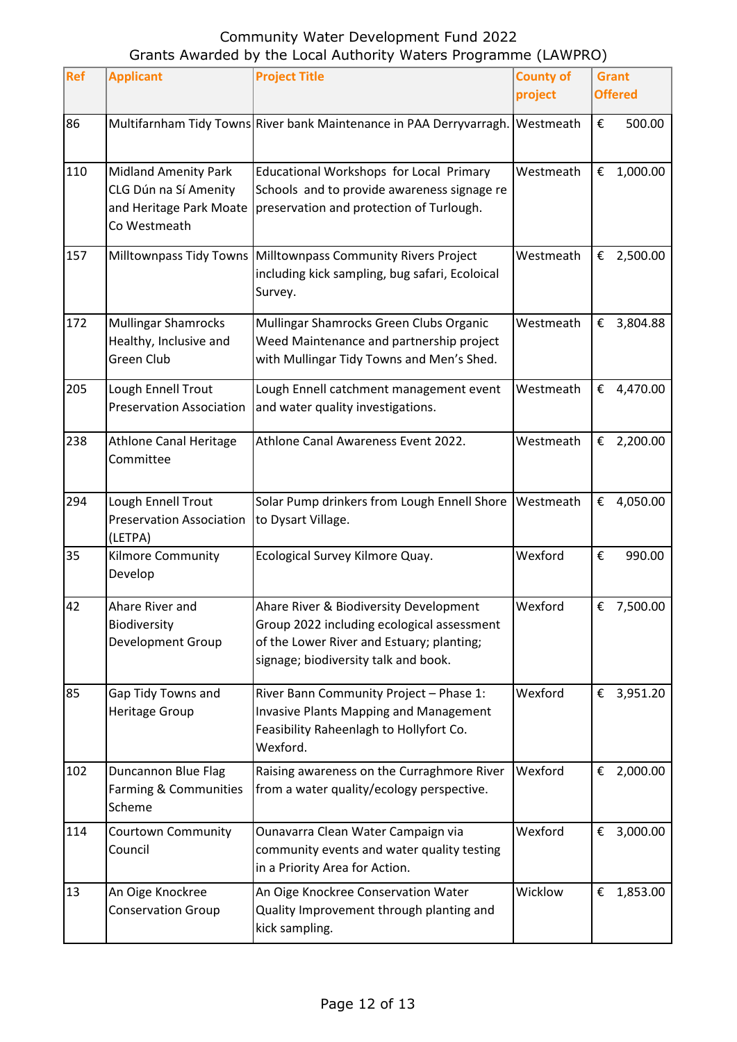Community Water Development Fund 2022
Grants Awarded by the Local Authority Waters Programme (LAWPRO)

| Ref | Applicant | Project Title | County of project | Grant Offered |
|---|---|---|---|---|
| 86 | Multifarnham Tidy Towns | River bank Maintenance in PAA Derryvarragh. | Westmeath | € 500.00 |
| 110 | Midland Amenity Park CLG Dún na Sí Amenity and Heritage Park Moate Co Westmeath | Educational Workshops for Local Primary Schools and to provide awareness signage re preservation and protection of Turlough. | Westmeath | € 1,000.00 |
| 157 | Milltownpass Tidy Towns | Milltownpass Community Rivers Project including kick sampling, bug safari, Ecoloical Survey. | Westmeath | € 2,500.00 |
| 172 | Mullingar Shamrocks Healthy, Inclusive and Green Club | Mullingar Shamrocks Green Clubs Organic Weed Maintenance and partnership project with Mullingar Tidy Towns and Men's Shed. | Westmeath | € 3,804.88 |
| 205 | Lough Ennell Trout Preservation Association | Lough Ennell catchment management event and water quality investigations. | Westmeath | € 4,470.00 |
| 238 | Athlone Canal Heritage Committee | Athlone Canal Awareness Event 2022. | Westmeath | € 2,200.00 |
| 294 | Lough Ennell Trout Preservation Association (LETPA) | Solar Pump drinkers from Lough Ennell Shore to Dysart Village. | Westmeath | € 4,050.00 |
| 35 | Kilmore Community Develop | Ecological Survey Kilmore Quay. | Wexford | € 990.00 |
| 42 | Ahare River and Biodiversity Development Group | Ahare River & Biodiversity Development Group 2022 including ecological assessment of the Lower River and Estuary; planting; signage; biodiversity talk and book. | Wexford | € 7,500.00 |
| 85 | Gap Tidy Towns and Heritage Group | River Bann Community Project – Phase 1: Invasive Plants Mapping and Management Feasibility Raheenlagh to Hollyfort Co. Wexford. | Wexford | € 3,951.20 |
| 102 | Duncannon Blue Flag Farming & Communities Scheme | Raising awareness on the Curraghmore River from a water quality/ecology perspective. | Wexford | € 2,000.00 |
| 114 | Courtown Community Council | Ounavarra Clean Water Campaign via community events and water quality testing in a Priority Area for Action. | Wexford | € 3,000.00 |
| 13 | An Oige Knockree Conservation Group | An Oige Knockree Conservation Water Quality Improvement through planting and kick sampling. | Wicklow | € 1,853.00 |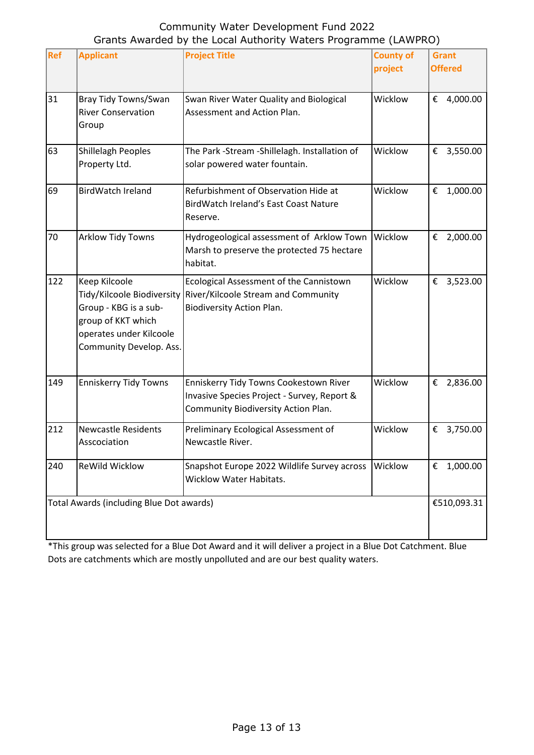Community Water Development Fund 2022
Grants Awarded by the Local Authority Waters Programme (LAWPRO)

| Ref | Applicant | Project Title | County of project | Grant Offered |
|---|---|---|---|---|
| 31 | Bray Tidy Towns/Swan River Conservation Group | Swan River Water Quality and Biological Assessment and Action Plan. | Wicklow | € 4,000.00 |
| 63 | Shillelagh Peoples Property Ltd. | The Park -Stream -Shillelagh. Installation of solar powered water fountain. | Wicklow | € 3,550.00 |
| 69 | BirdWatch Ireland | Refurbishment of Observation Hide at BirdWatch Ireland's East Coast Nature Reserve. | Wicklow | € 1,000.00 |
| 70 | Arklow Tidy Towns | Hydrogeological assessment of Arklow Town Marsh to preserve the protected 75 hectare habitat. | Wicklow | € 2,000.00 |
| 122 | Keep Kilcoole Tidy/Kilcoole Biodiversity Group - KBG is a sub-group of KKT which operates under Kilcoole Community Develop. Ass. | Ecological Assessment of the Cannistown River/Kilcoole Stream and Community Biodiversity Action Plan. | Wicklow | € 3,523.00 |
| 149 | Enniskerry Tidy Towns | Enniskerry Tidy Towns Cookestown River Invasive Species Project - Survey, Report & Community Biodiversity Action Plan. | Wicklow | € 2,836.00 |
| 212 | Newcastle Residents Asscociation | Preliminary Ecological Assessment of Newcastle River. | Wicklow | € 3,750.00 |
| 240 | ReWild Wicklow | Snapshot Europe 2022 Wildlife Survey across Wicklow Water Habitats. | Wicklow | € 1,000.00 |
| Total Awards (including Blue Dot awards) | | | | €510,093.31 |

*This group was selected for a Blue Dot Award and it will deliver a project in a Blue Dot Catchment. Blue Dots are catchments which are mostly unpolluted and are our best quality waters.